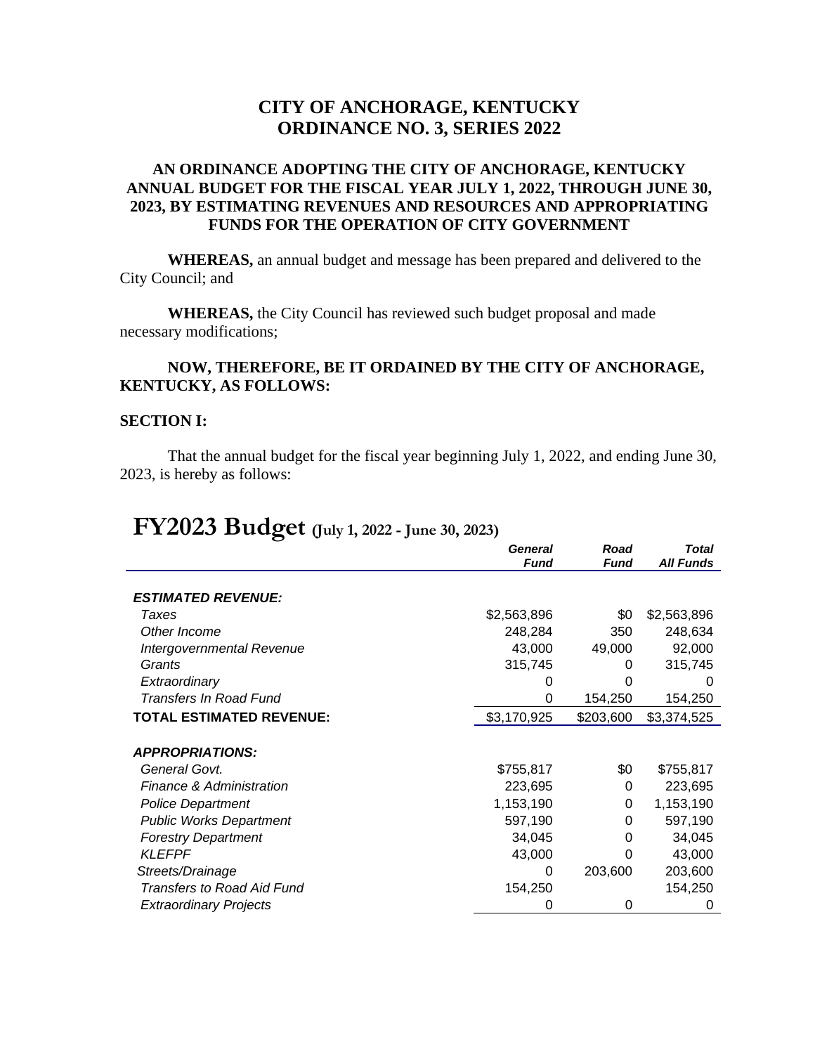# CITY OF ANCHORAGE, KENTUCKY
# ORDINANCE NO. 3, SERIES 2022

## AN ORDINANCE ADOPTING THE CITY OF ANCHORAGE, KENTUCKY ANNUAL BUDGET FOR THE FISCAL YEAR JULY 1, 2022, THROUGH JUNE 30, 2023, BY ESTIMATING REVENUES AND RESOURCES AND APPROPRIATING FUNDS FOR THE OPERATION OF CITY GOVERNMENT

**WHEREAS,** an annual budget and message has been prepared and delivered to the City Council; and

**WHEREAS,** the City Council has reviewed such budget proposal and made necessary modifications;

**NOW, THEREFORE, BE IT ORDAINED BY THE CITY OF ANCHORAGE, KENTUCKY, AS FOLLOWS:**

**SECTION I:**

That the annual budget for the fiscal year beginning July 1, 2022, and ending June 30, 2023, is hereby as follows:

## FY2023 Budget (July 1, 2022 - June 30, 2023)

| | *General Fund* | *Road Fund* | *Total All Funds* |
|---|---|---|---|
| ***ESTIMATED REVENUE:*** | | | |
| *Taxes* | $2,563,896 | $0 | $2,563,896 |
| *Other Income* | 248,284 | 350 | 248,634 |
| *Intergovernmental Revenue* | 43,000 | 49,000 | 92,000 |
| *Grants* | 315,745 | 0 | 315,745 |
| *Extraordinary* | 0 | 0 | 0 |
| *Transfers In Road Fund* | 0 | 154,250 | 154,250 |
| **TOTAL ESTIMATED REVENUE:** | $3,170,925 | $203,600 | $3,374,525 |
| ***APPROPRIATIONS:*** | | | |
| *General Govt.* | $755,817 | $0 | $755,817 |
| *Finance & Administration* | 223,695 | 0 | 223,695 |
| *Police Department* | 1,153,190 | 0 | 1,153,190 |
| *Public Works Department* | 597,190 | 0 | 597,190 |
| *Forestry Department* | 34,045 | 0 | 34,045 |
| *KLEFPF* | 43,000 | 0 | 43,000 |
| *Streets/Drainage* | 0 | 203,600 | 203,600 |
| *Transfers to Road Aid Fund* | 154,250 | | 154,250 |
| *Extraordinary Projects* | 0 | 0 | 0 |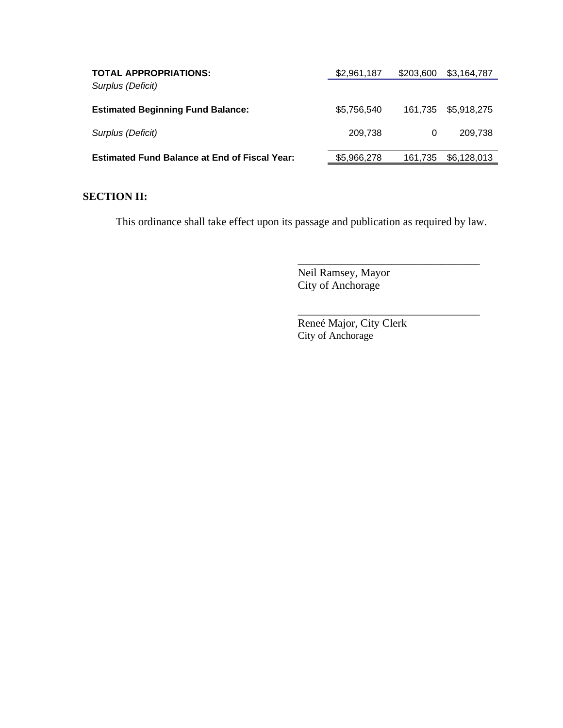| | | | |
|---|---|---|---|
| **TOTAL APPROPRIATIONS:** | $2,961,187 | $203,600 | $3,164,787 |
| *Surplus (Deficit)* | | | |
| **Estimated Beginning Fund Balance:** | $5,756,540 | 161,735 | $5,918,275 |
| *Surplus (Deficit)* | 209,738 | 0 | 209,738 |
| **Estimated Fund Balance at End of Fiscal Year:** | $5,966,278 | 161,735 | $6,128,013 |

**SECTION II:**

This ordinance shall take effect upon its passage and publication as required by law.

_________________________________
Neil Ramsey, Mayor
City of Anchorage

_________________________________
Reneé Major, City Clerk
City of Anchorage